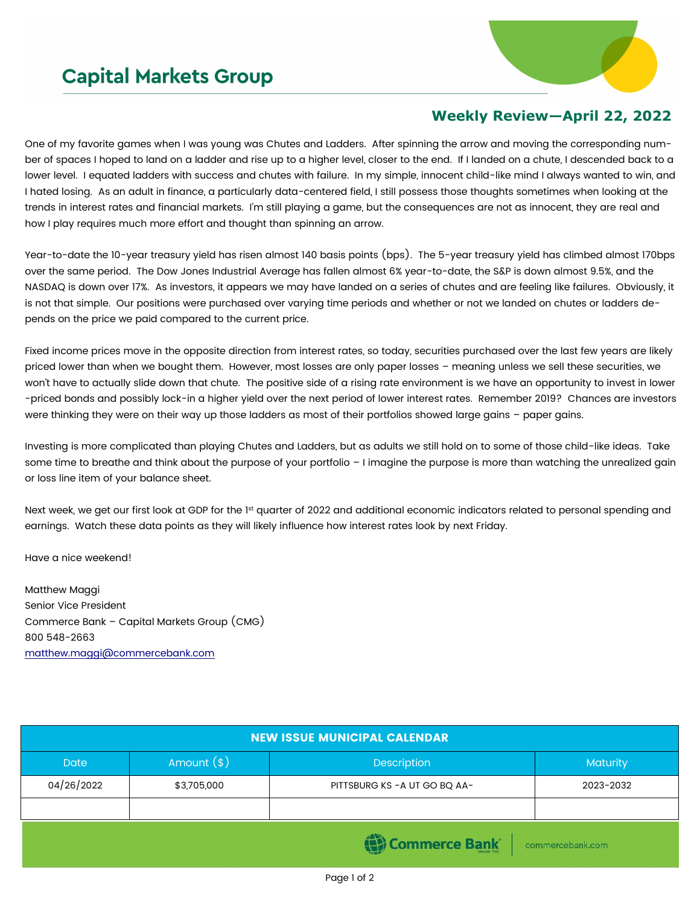# Capital Markets Group

## Weekly Review—April 22, 2022

One of my favorite games when I was young was Chutes and Ladders. After spinning the arrow and moving the corresponding number of spaces I hoped to land on a ladder and rise up to a higher level, closer to the end. If I landed on a chute, I descended back to a lower level. I equated ladders with success and chutes with failure. In my simple, innocent child-like mind I always wanted to win, and I hated losing. As an adult in finance, a particularly data-centered field, I still possess those thoughts sometimes when looking at the trends in interest rates and financial markets. I'm still playing a game, but the consequences are not as innocent, they are real and how I play requires much more effort and thought than spinning an arrow.

Year-to-date the 10-year treasury yield has risen almost 140 basis points (bps). The 5-year treasury yield has climbed almost 170bps over the same period. The Dow Jones Industrial Average has fallen almost 6% year-to-date, the S&P is down almost 9.5%, and the NASDAQ is down over 17%. As investors, it appears we may have landed on a series of chutes and are feeling like failures. Obviously, it is not that simple. Our positions were purchased over varying time periods and whether or not we landed on chutes or ladders depends on the price we paid compared to the current price.

Fixed income prices move in the opposite direction from interest rates, so today, securities purchased over the last few years are likely priced lower than when we bought them. However, most losses are only paper losses – meaning unless we sell these securities, we won't have to actually slide down that chute. The positive side of a rising rate environment is we have an opportunity to invest in lower-priced bonds and possibly lock-in a higher yield over the next period of lower interest rates. Remember 2019? Chances are investors were thinking they were on their way up those ladders as most of their portfolios showed large gains – paper gains.

Investing is more complicated than playing Chutes and Ladders, but as adults we still hold on to some of those child-like ideas. Take some time to breathe and think about the purpose of your portfolio – I imagine the purpose is more than watching the unrealized gain or loss line item of your balance sheet.

Next week, we get our first look at GDP for the 1st quarter of 2022 and additional economic indicators related to personal spending and earnings. Watch these data points as they will likely influence how interest rates look by next Friday.

Have a nice weekend!

Matthew Maggi
Senior Vice President
Commerce Bank – Capital Markets Group (CMG)
800 548-2663
matthew.maggi@commercebank.com

| NEW ISSUE MUNICIPAL CALENDAR | | | |
|---|---|---|---|
| Date | Amount ($) | Description | Maturity |
| 04/26/2022 | $3,705,000 | PITTSBURG KS -A UT GO BQ AA- | 2023-2032 |
| | | | |

Commerce Bank | commercebank.com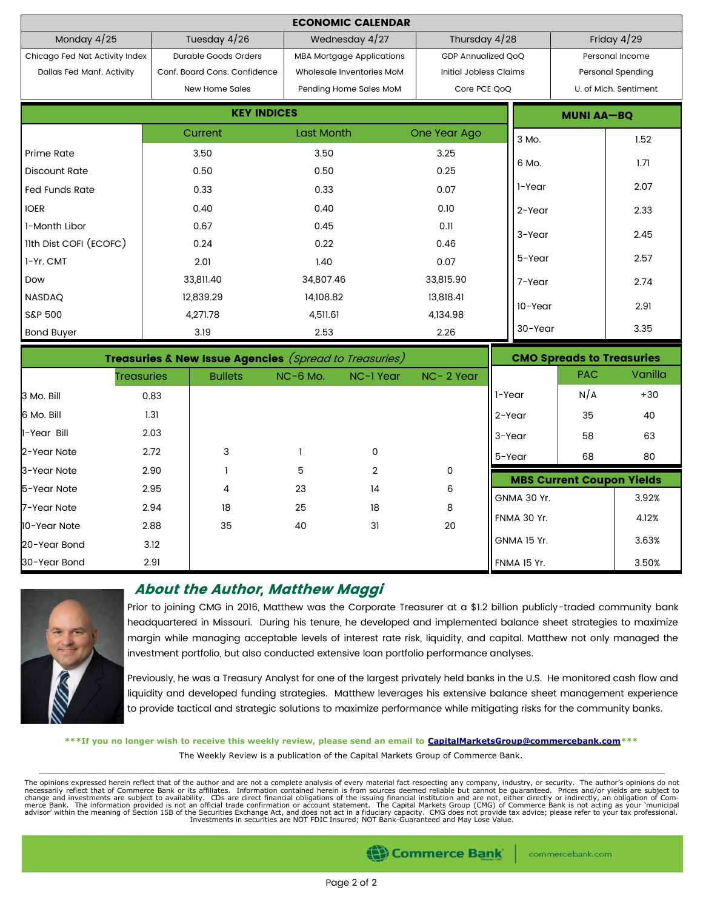## ECONOMIC CALENDAR

| Monday 4/25 | Tuesday 4/26 | Wednesday 4/27 | Thursday 4/28 | Friday 4/29 |
|---|---|---|---|---|
| Chicago Fed Nat Activity Index | Durable Goods Orders | MBA Mortgage Applications | GDP Annualized QoQ | Personal Income |
| Dallas Fed Manf. Activity | Conf. Board Cons. Confidence | Wholesale Inventories MoM | Initial Jobless Claims | Personal Spending |
| | New Home Sales | Pending Home Sales MoM | Core PCE QoQ | U. of Mich. Sentiment |

## KEY INDICES

| | Current | Last Month | One Year Ago |
|---|---|---|---|
| Prime Rate | 3.50 | 3.50 | 3.25 |
| Discount Rate | 0.50 | 0.50 | 0.25 |
| Fed Funds Rate | 0.33 | 0.33 | 0.07 |
| IOER | 0.40 | 0.40 | 0.10 |
| 1-Month Libor | 0.67 | 0.45 | 0.11 |
| 11th Dist COFI (ECOFC) | 0.24 | 0.22 | 0.46 |
| 1-Yr. CMT | 2.01 | 1.40 | 0.07 |
| Dow | 33,811.40 | 34,807.46 | 33,815.90 |
| NASDAQ | 12,839.29 | 14,108.82 | 13,818.41 |
| S&P 500 | 4,271.78 | 4,511.61 | 4,134.98 |
| Bond Buyer | 3.19 | 2.53 | 2.26 |

## MUNI AA—BQ

| | |
|---|---|
| 3 Mo. | 1.52 |
| 6 Mo. | 1.71 |
| 1-Year | 2.07 |
| 2-Year | 2.33 |
| 3-Year | 2.45 |
| 5-Year | 2.57 |
| 7-Year | 2.74 |
| 10-Year | 2.91 |
| 30-Year | 3.35 |

## Treasuries & New Issue Agencies *(Spread to Treasuries)*

| | Treasuries | Bullets | NC-6 Mo. | NC-1 Year | NC- 2 Year |
|---|---|---|---|---|---|
| 3 Mo. Bill | 0.83 | | | | |
| 6 Mo. Bill | 1.31 | | | | |
| 1-Year Bill | 2.03 | | | | |
| 2-Year Note | 2.72 | 3 | 1 | 0 | |
| 3-Year Note | 2.90 | 1 | 5 | 2 | 0 |
| 5-Year Note | 2.95 | 4 | 23 | 14 | 6 |
| 7-Year Note | 2.94 | 18 | 25 | 18 | 8 |
| 10-Year Note | 2.88 | 35 | 40 | 31 | 20 |
| 20-Year Bond | 3.12 | | | | |
| 30-Year Bond | 2.91 | | | | |

## CMO Spreads to Treasuries

| | PAC | Vanilla |
|---|---|---|
| 1-Year | N/A | +30 |
| 2-Year | 35 | 40 |
| 3-Year | 58 | 63 |
| 5-Year | 68 | 80 |

## MBS Current Coupon Yields

| | |
|---|---|
| GNMA 30 Yr. | 3.92% |
| FNMA 30 Yr. | 4.12% |
| GNMA 15 Yr. | 3.63% |
| FNMA 15 Yr. | 3.50% |

## *About the Author, Matthew Maggi*

Prior to joining CMG in 2016, Matthew was the Corporate Treasurer at a $1.2 billion publicly-traded community bank headquartered in Missouri. During his tenure, he developed and implemented balance sheet strategies to maximize margin while managing acceptable levels of interest rate risk, liquidity, and capital. Matthew not only managed the investment portfolio, but also conducted extensive loan portfolio performance analyses.

Previously, he was a Treasury Analyst for one of the largest privately held banks in the U.S. He monitored cash flow and liquidity and developed funding strategies. Matthew leverages his extensive balance sheet management experience to provide tactical and strategic solutions to maximize performance while mitigating risks for the community banks.

**\*\*\*If you no longer wish to receive this weekly review, please send an email to CapitalMarketsGroup@commercebank.com\*\*\***

The Weekly Review is a publication of the Capital Markets Group of Commerce Bank.

The opinions expressed herein reflect that of the author and are not a complete analysis of every material fact respecting any company, industry, or security. The author's opinions do not necessarily reflect that of Commerce Bank or its affiliates. Information contained herein is from sources deemed reliable but cannot be guaranteed. Prices and/or yields are subject to change and investments are subject to availability. CDs are direct financial obligations of the issuing financial institution and are not, either directly or indirectly, an obligation of Commerce Bank. The information provided is not an official trade confirmation or account statement. The Capital Markets Group (CMG) of Commerce Bank is not acting as your 'municipal advisor' within the meaning of Section 15B of the Securities Exchange Act, and does not act in a fiduciary capacity. CMG does not provide tax advice; please refer to your tax professional. Investments in securities are NOT FDIC Insured; NOT Bank-Guaranteed and May Lose Value.

Commerce Bank | commercebank.com